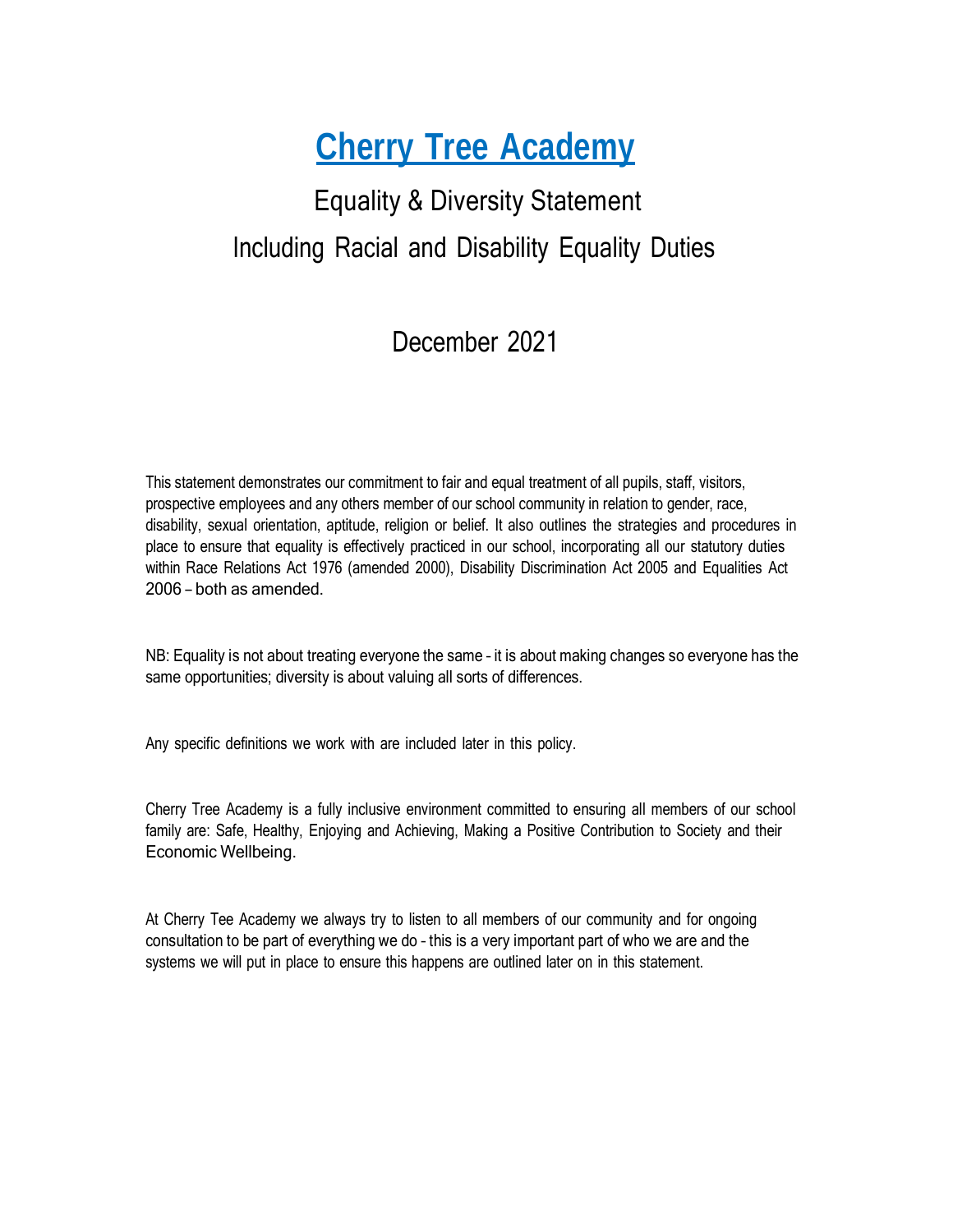# Cherry Tree Academy

## Equality & Diversity Statement

## Including Racial and Disability Equality Duties

## December 2021

This statement demonstrates our commitment to fair and equal treatment of all pupils, staff, visitors, prospective employees and any others member of our school community in relation to gender, race, disability, sexual orientation, aptitude, religion or belief. It also outlines the strategies and procedures in place to ensure that equality is effectively practiced in our school, incorporating all our statutory duties within Race Relations Act 1976 (amended 2000), Disability Discrimination Act 2005 and Equalities Act 2006 – both as amended.

NB: Equality is not about treating everyone the same - it is about making changes so everyone has the same opportunities; diversity is about valuing all sorts of differences.

Any specific definitions we work with are included later in this policy.

Cherry Tree Academy is a fully inclusive environment committed to ensuring all members of our school family are: Safe, Healthy, Enjoying and Achieving, Making a Positive Contribution to Society and their Economic Wellbeing.

At Cherry Tee Academy we always try to listen to all members of our community and for ongoing consultation to be part of everything we do - this is a very important part of who we are and the systems we will put in place to ensure this happens are outlined later on in this statement.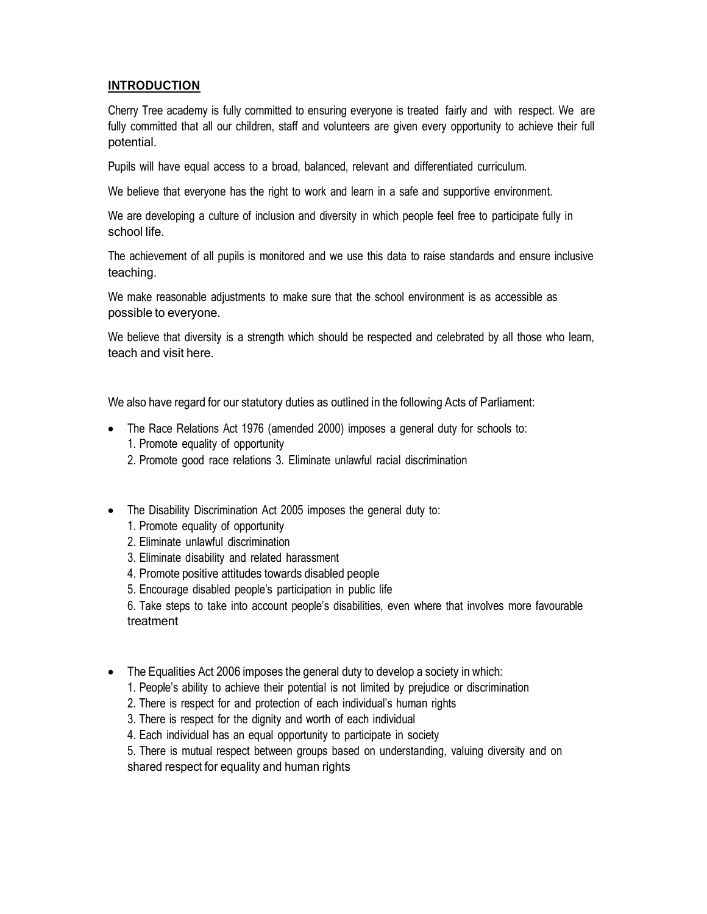## INTRODUCTION

Cherry Tree academy is fully committed to ensuring everyone is treated fairly and with respect. We are fully committed that all our children, staff and volunteers are given every opportunity to achieve their full potential.

Pupils will have equal access to a broad, balanced, relevant and differentiated curriculum.

We believe that everyone has the right to work and learn in a safe and supportive environment.

We are developing a culture of inclusion and diversity in which people feel free to participate fully in school life.

The achievement of all pupils is monitored and we use this data to raise standards and ensure inclusive teaching.

We make reasonable adjustments to make sure that the school environment is as accessible as possible to everyone.

We believe that diversity is a strength which should be respected and celebrated by all those who learn, teach and visit here.

We also have regard for our statutory duties as outlined in the following Acts of Parliament:

- The Race Relations Act 1976 (amended 2000) imposes a general duty for schools to:
  1. Promote equality of opportunity
  2. Promote good race relations 3. Eliminate unlawful racial discrimination

- The Disability Discrimination Act 2005 imposes the general duty to:
  1. Promote equality of opportunity
  2. Eliminate unlawful discrimination
  3. Eliminate disability and related harassment
  4. Promote positive attitudes towards disabled people
  5. Encourage disabled people's participation in public life
  6. Take steps to take into account people's disabilities, even where that involves more favourable treatment

- The Equalities Act 2006 imposes the general duty to develop a society in which:
  1. People's ability to achieve their potential is not limited by prejudice or discrimination
  2. There is respect for and protection of each individual's human rights
  3. There is respect for the dignity and worth of each individual
  4. Each individual has an equal opportunity to participate in society
  5. There is mutual respect between groups based on understanding, valuing diversity and on shared respect for equality and human rights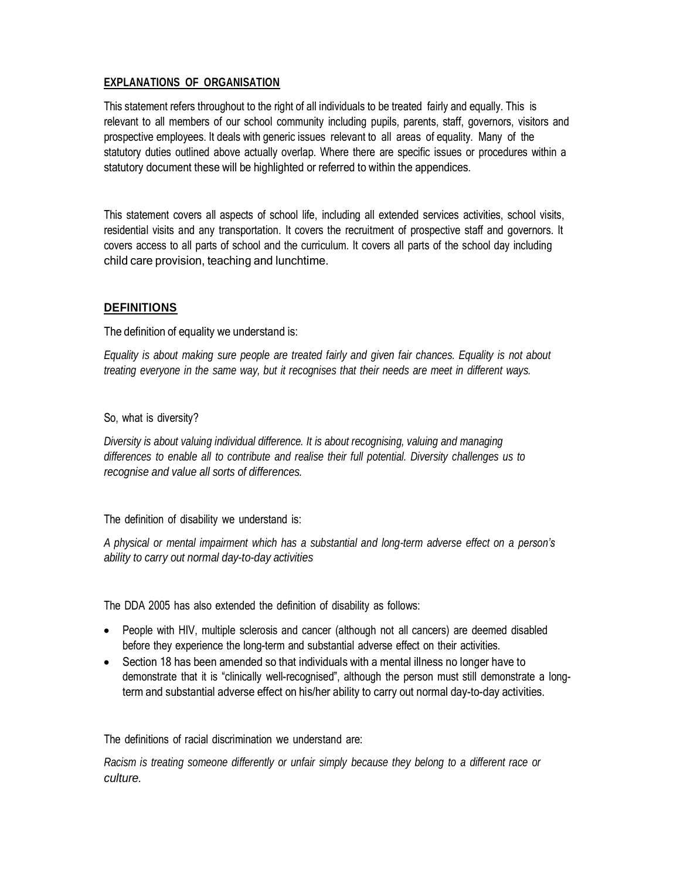## EXPLANATIONS OF ORGANISATION

This statement refers throughout to the right of all individuals to be treated fairly and equally. This is relevant to all members of our school community including pupils, parents, staff, governors, visitors and prospective employees. It deals with generic issues relevant to all areas of equality. Many of the statutory duties outlined above actually overlap. Where there are specific issues or procedures within a statutory document these will be highlighted or referred to within the appendices.

This statement covers all aspects of school life, including all extended services activities, school visits, residential visits and any transportation. It covers the recruitment of prospective staff and governors. It covers access to all parts of school and the curriculum. It covers all parts of the school day including child care provision, teaching and lunchtime.

## DEFINITIONS

The definition of equality we understand is:

*Equality is about making sure people are treated fairly and given fair chances. Equality is not about treating everyone in the same way, but it recognises that their needs are meet in different ways.*

So, what is diversity?

*Diversity is about valuing individual difference. It is about recognising, valuing and managing differences to enable all to contribute and realise their full potential. Diversity challenges us to recognise and value all sorts of differences.*

The definition of disability we understand is:

*A physical or mental impairment which has a substantial and long-term adverse effect on a person's ability to carry out normal day-to-day activities*

The DDA 2005 has also extended the definition of disability as follows:

- People with HIV, multiple sclerosis and cancer (although not all cancers) are deemed disabled before they experience the long-term and substantial adverse effect on their activities.
- Section 18 has been amended so that individuals with a mental illness no longer have to demonstrate that it is "clinically well-recognised", although the person must still demonstrate a long-term and substantial adverse effect on his/her ability to carry out normal day-to-day activities.

The definitions of racial discrimination we understand are:

*Racism is treating someone differently or unfair simply because they belong to a different race or culture.*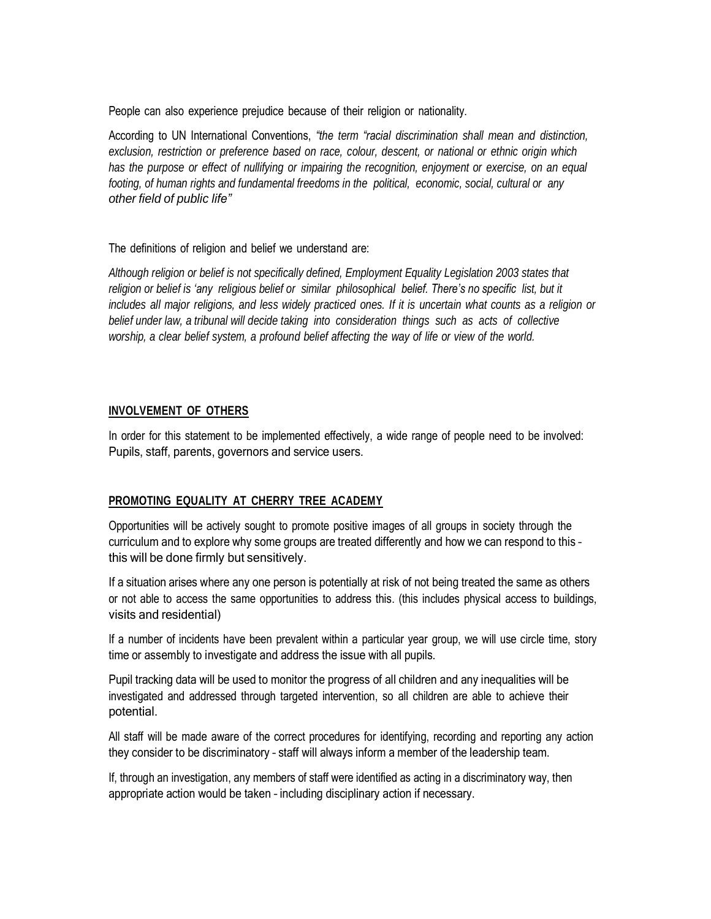People can also experience prejudice because of their religion or nationality.

According to UN International Conventions, *"the term "racial discrimination shall mean and distinction, exclusion, restriction or preference based on race, colour, descent, or national or ethnic origin which has the purpose or effect of nullifying or impairing the recognition, enjoyment or exercise, on an equal footing, of human rights and fundamental freedoms in the political, economic, social, cultural or any other field of public life"*

The definitions of religion and belief we understand are:

*Although religion or belief is not specifically defined, Employment Equality Legislation 2003 states that religion or belief is 'any religious belief or similar philosophical belief. There's no specific list, but it includes all major religions, and less widely practiced ones. If it is uncertain what counts as a religion or belief under law, a tribunal will decide taking into consideration things such as acts of collective worship, a clear belief system, a profound belief affecting the way of life or view of the world.*

## INVOLVEMENT OF OTHERS

In order for this statement to be implemented effectively, a wide range of people need to be involved: Pupils, staff, parents, governors and service users.

## PROMOTING EQUALITY AT CHERRY TREE ACADEMY

Opportunities will be actively sought to promote positive images of all groups in society through the curriculum and to explore why some groups are treated differently and how we can respond to this - this will be done firmly but sensitively.

If a situation arises where any one person is potentially at risk of not being treated the same as others or not able to access the same opportunities to address this. (this includes physical access to buildings, visits and residential)

If a number of incidents have been prevalent within a particular year group, we will use circle time, story time or assembly to investigate and address the issue with all pupils.

Pupil tracking data will be used to monitor the progress of all children and any inequalities will be investigated and addressed through targeted intervention, so all children are able to achieve their potential.

All staff will be made aware of the correct procedures for identifying, recording and reporting any action they consider to be discriminatory - staff will always inform a member of the leadership team.

If, through an investigation, any members of staff were identified as acting in a discriminatory way, then appropriate action would be taken - including disciplinary action if necessary.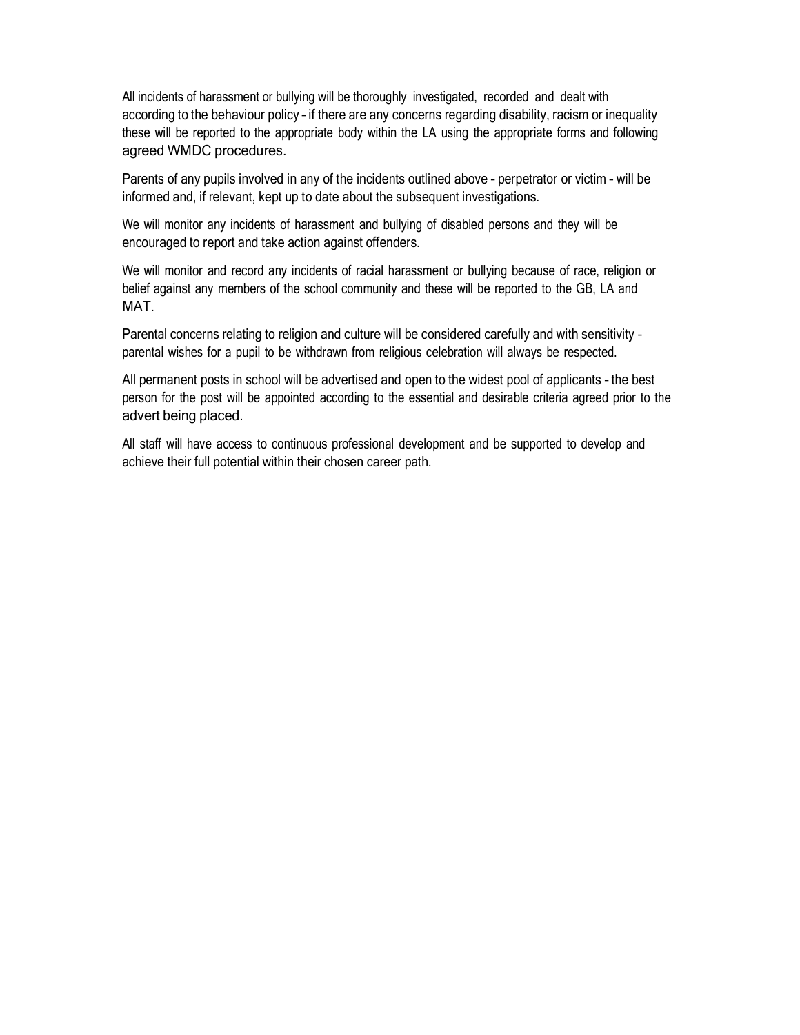All incidents of harassment or bullying will be thoroughly investigated, recorded and dealt with according to the behaviour policy - if there are any concerns regarding disability, racism or inequality these will be reported to the appropriate body within the LA using the appropriate forms and following agreed WMDC procedures.

Parents of any pupils involved in any of the incidents outlined above - perpetrator or victim - will be informed and, if relevant, kept up to date about the subsequent investigations.

We will monitor any incidents of harassment and bullying of disabled persons and they will be encouraged to report and take action against offenders.

We will monitor and record any incidents of racial harassment or bullying because of race, religion or belief against any members of the school community and these will be reported to the GB, LA and MAT.

Parental concerns relating to religion and culture will be considered carefully and with sensitivity - parental wishes for a pupil to be withdrawn from religious celebration will always be respected.

All permanent posts in school will be advertised and open to the widest pool of applicants - the best person for the post will be appointed according to the essential and desirable criteria agreed prior to the advert being placed.

All staff will have access to continuous professional development and be supported to develop and achieve their full potential within their chosen career path.